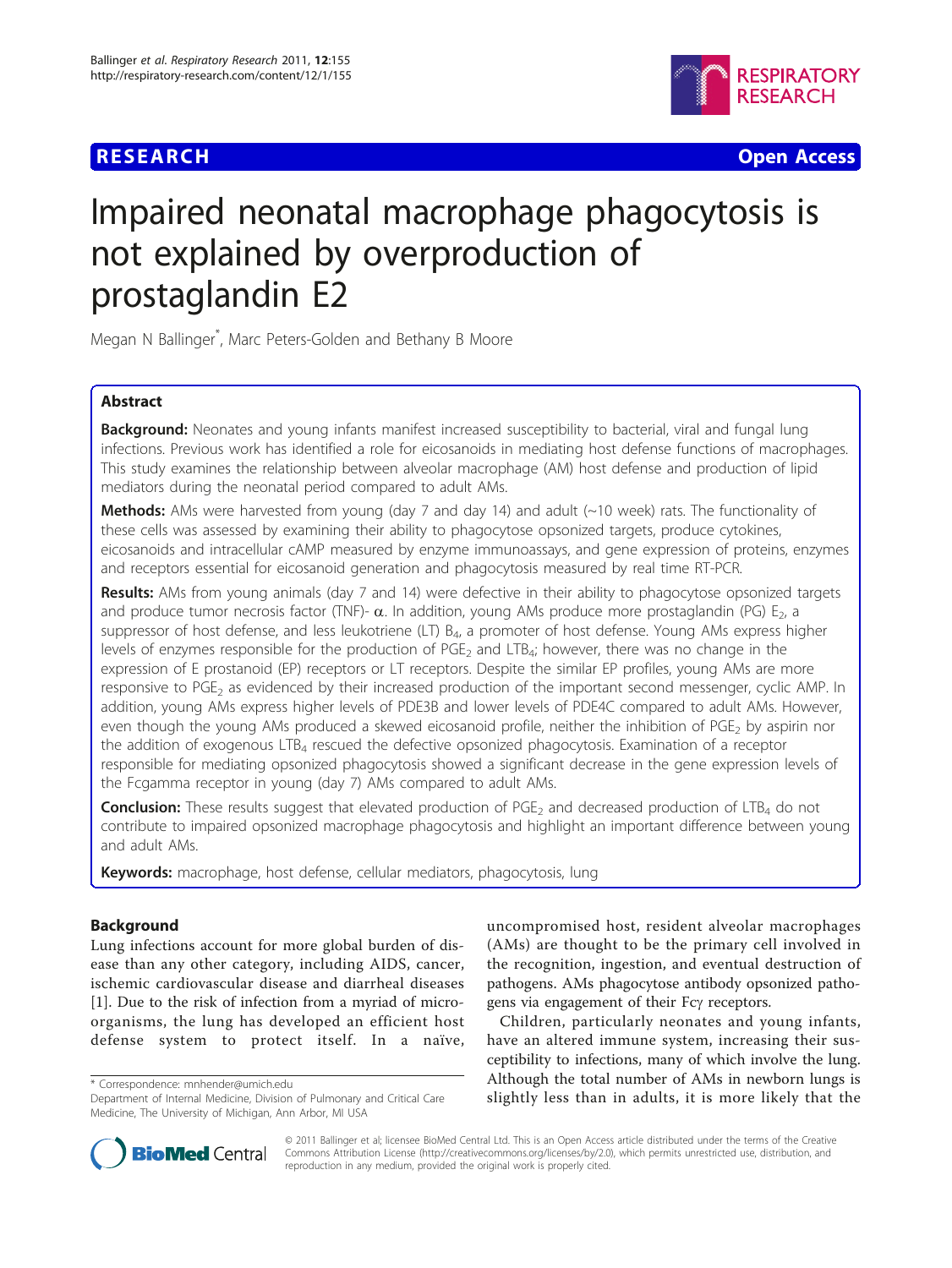**RESEARCH** **Open Access**

# Impaired neonatal macrophage phagocytosis is not explained by overproduction of prostaglandin E2

Megan N Ballinger*, Marc Peters-Golden and Bethany B Moore

## Abstract

**Background:** Neonates and young infants manifest increased susceptibility to bacterial, viral and fungal lung infections. Previous work has identified a role for eicosanoids in mediating host defense functions of macrophages. This study examines the relationship between alveolar macrophage (AM) host defense and production of lipid mediators during the neonatal period compared to adult AMs.

**Methods:** AMs were harvested from young (day 7 and day 14) and adult (~10 week) rats. The functionality of these cells was assessed by examining their ability to phagocytose opsonized targets, produce cytokines, eicosanoids and intracellular cAMP measured by enzyme immunoassays, and gene expression of proteins, enzymes and receptors essential for eicosanoid generation and phagocytosis measured by real time RT-PCR.

**Results:** AMs from young animals (day 7 and 14) were defective in their ability to phagocytose opsonized targets and produce tumor necrosis factor (TNF)- α. In addition, young AMs produce more prostaglandin (PG) $E_2$, a suppressor of host defense, and less leukotriene (LT) $B_4$, a promoter of host defense. Young AMs express higher levels of enzymes responsible for the production of $PGE_2$ and $LTB_4$; however, there was no change in the expression of E prostanoid (EP) receptors or LT receptors. Despite the similar EP profiles, young AMs are more responsive to $PGE_2$ as evidenced by their increased production of the important second messenger, cyclic AMP. In addition, young AMs express higher levels of PDE3B and lower levels of PDE4C compared to adult AMs. However, even though the young AMs produced a skewed eicosanoid profile, neither the inhibition of $PGE_2$ by aspirin nor the addition of exogenous $LTB_4$ rescued the defective opsonized phagocytosis. Examination of a receptor responsible for mediating opsonized phagocytosis showed a significant decrease in the gene expression levels of the Fcgamma receptor in young (day 7) AMs compared to adult AMs.

**Conclusion:** These results suggest that elevated production of $PGE_2$ and decreased production of $LTB_4$ do not contribute to impaired opsonized macrophage phagocytosis and highlight an important difference between young and adult AMs.

**Keywords:** macrophage, host defense, cellular mediators, phagocytosis, lung

## Background

Lung infections account for more global burden of disease than any other category, including AIDS, cancer, ischemic cardiovascular disease and diarrheal diseases [1]. Due to the risk of infection from a myriad of microorganisms, the lung has developed an efficient host defense system to protect itself. In a naïve, uncompromised host, resident alveolar macrophages (AMs) are thought to be the primary cell involved in the recognition, ingestion, and eventual destruction of pathogens. AMs phagocytose antibody opsonized pathogens via engagement of their Fcγ receptors.

Children, particularly neonates and young infants, have an altered immune system, increasing their susceptibility to infections, many of which involve the lung. Although the total number of AMs in newborn lungs is slightly less than in adults, it is more likely that the

\* Correspondence: mnhender@umich.edu
Department of Internal Medicine, Division of Pulmonary and Critical Care Medicine, The University of Michigan, Ann Arbor, MI USA

© 2011 Ballinger et al; licensee BioMed Central Ltd. This is an Open Access article distributed under the terms of the Creative Commons Attribution License (http://creativecommons.org/licenses/by/2.0), which permits unrestricted use, distribution, and reproduction in any medium, provided the original work is properly cited.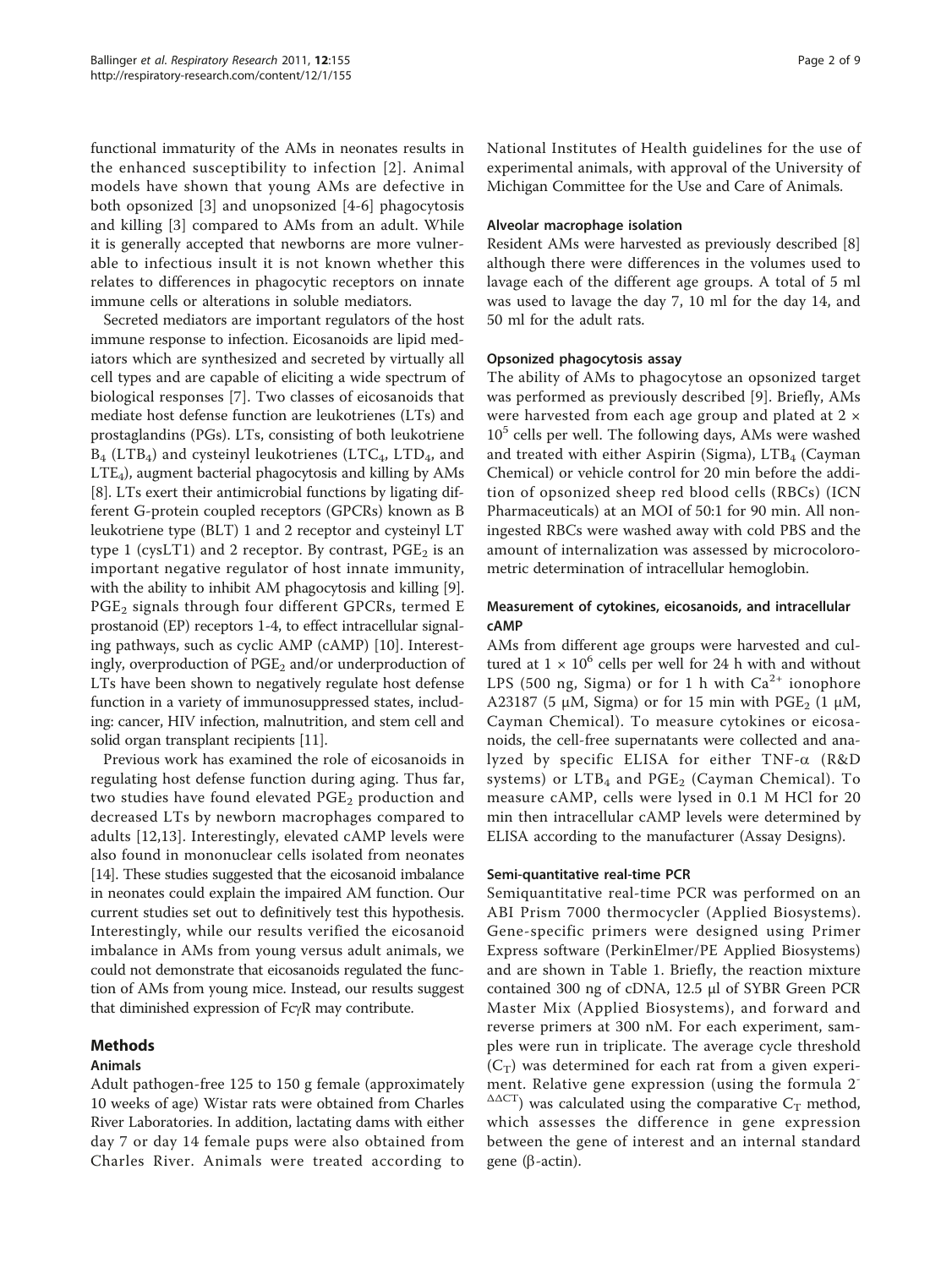functional immaturity of the AMs in neonates results in the enhanced susceptibility to infection [2]. Animal models have shown that young AMs are defective in both opsonized [3] and unopsonized [4-6] phagocytosis and killing [3] compared to AMs from an adult. While it is generally accepted that newborns are more vulnerable to infectious insult it is not known whether this relates to differences in phagocytic receptors on innate immune cells or alterations in soluble mediators.

Secreted mediators are important regulators of the host immune response to infection. Eicosanoids are lipid mediators which are synthesized and secreted by virtually all cell types and are capable of eliciting a wide spectrum of biological responses [7]. Two classes of eicosanoids that mediate host defense function are leukotrienes (LTs) and prostaglandins (PGs). LTs, consisting of both leukotriene $B_4$ ($LTB_4$) and cysteinyl leukotrienes ($LTC_4$, $LTD_4$, and $LTE_4$), augment bacterial phagocytosis and killing by AMs [8]. LTs exert their antimicrobial functions by ligating different G-protein coupled receptors (GPCRs) known as B leukotriene type (BLT) 1 and 2 receptor and cysteinyl LT type 1 (cysLT1) and 2 receptor. By contrast, $PGE_2$ is an important negative regulator of host innate immunity, with the ability to inhibit AM phagocytosis and killing [9]. $PGE_2$ signals through four different GPCRs, termed E prostanoid (EP) receptors 1-4, to effect intracellular signaling pathways, such as cyclic AMP (cAMP) [10]. Interestingly, overproduction of $PGE_2$ and/or underproduction of LTs have been shown to negatively regulate host defense function in a variety of immunosuppressed states, including: cancer, HIV infection, malnutrition, and stem cell and solid organ transplant recipients [11].

Previous work has examined the role of eicosanoids in regulating host defense function during aging. Thus far, two studies have found elevated $PGE_2$ production and decreased LTs by newborn macrophages compared to adults [12,13]. Interestingly, elevated cAMP levels were also found in mononuclear cells isolated from neonates [14]. These studies suggested that the eicosanoid imbalance in neonates could explain the impaired AM function. Our current studies set out to definitively test this hypothesis. Interestingly, while our results verified the eicosanoid imbalance in AMs from young versus adult animals, we could not demonstrate that eicosanoids regulated the function of AMs from young mice. Instead, our results suggest that diminished expression of FcγR may contribute.

## Methods

### Animals

Adult pathogen-free 125 to 150 g female (approximately 10 weeks of age) Wistar rats were obtained from Charles River Laboratories. In addition, lactating dams with either day 7 or day 14 female pups were also obtained from Charles River. Animals were treated according to National Institutes of Health guidelines for the use of experimental animals, with approval of the University of Michigan Committee for the Use and Care of Animals.

### Alveolar macrophage isolation

Resident AMs were harvested as previously described [8] although there were differences in the volumes used to lavage each of the different age groups. A total of 5 ml was used to lavage the day 7, 10 ml for the day 14, and 50 ml for the adult rats.

### Opsonized phagocytosis assay

The ability of AMs to phagocytose an opsonized target was performed as previously described [9]. Briefly, AMs were harvested from each age group and plated at $2 \times 10^5$ cells per well. The following days, AMs were washed and treated with either Aspirin (Sigma), $LTB_4$ (Cayman Chemical) or vehicle control for 20 min before the addition of opsonized sheep red blood cells (RBCs) (ICN Pharmaceuticals) at an MOI of 50:1 for 90 min. All non-ingested RBCs were washed away with cold PBS and the amount of internalization was assessed by microcolorometric determination of intracellular hemoglobin.

### Measurement of cytokines, eicosanoids, and intracellular cAMP

AMs from different age groups were harvested and cultured at $1 \times 10^6$ cells per well for 24 h with and without LPS (500 ng, Sigma) or for 1 h with $Ca^{2+}$ ionophore A23187 (5 μM, Sigma) or for 15 min with $PGE_2$ (1 μM, Cayman Chemical). To measure cytokines or eicosanoids, the cell-free supernatants were collected and analyzed by specific ELISA for either TNF-α (R&D systems) or $LTB_4$ and $PGE_2$ (Cayman Chemical). To measure cAMP, cells were lysed in 0.1 M HCl for 20 min then intracellular cAMP levels were determined by ELISA according to the manufacturer (Assay Designs).

### Semi-quantitative real-time PCR

Semiquantitative real-time PCR was performed on an ABI Prism 7000 thermocycler (Applied Biosystems). Gene-specific primers were designed using Primer Express software (PerkinElmer/PE Applied Biosystems) and are shown in Table 1. Briefly, the reaction mixture contained 300 ng of cDNA, 12.5 μl of SYBR Green PCR Master Mix (Applied Biosystems), and forward and reverse primers at 300 nM. For each experiment, samples were run in triplicate. The average cycle threshold ($C_T$) was determined for each rat from a given experiment. Relative gene expression (using the formula $2^{-\Delta\Delta CT}$) was calculated using the comparative $C_T$ method, which assesses the difference in gene expression between the gene of interest and an internal standard gene (β-actin).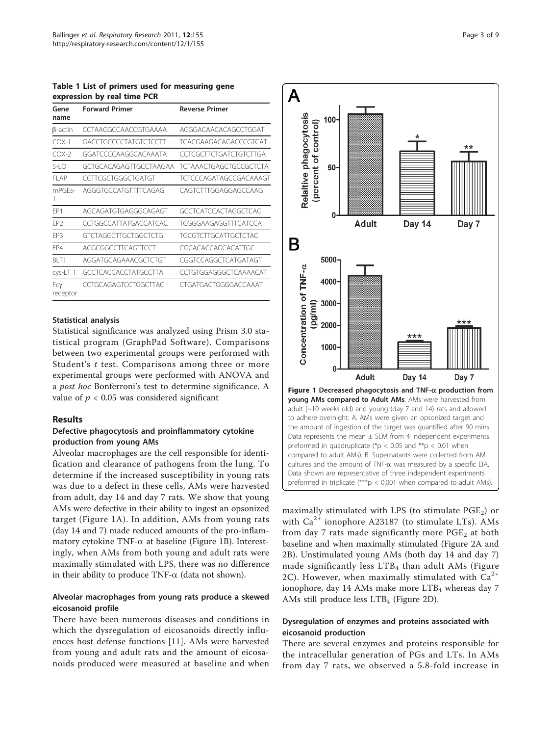**Table 1 List of primers used for measuring gene expression by real time PCR**

| Gene name | Forward Primer | Reverse Primer |
| --- | --- | --- |
| β-actin | CCTAAGGCCAACCGTGAAAA | AGGGACAACACAGCCTGGAT |
| COX-1 | GACCTGCCCCTATGTCTCCTT | TCACGAAGACAGACCCGTCAT |
| COX-2 | GGATCCCCAAGGCACAAATA | CCTCGCTTCTGATCTGTCTTGA |
| 5-LO | GCTGCACAGAGTTGCCTAAGAA | TCTAAACTGAGCTGCCGCTCTA |
| FLAP | CCTTCGCTGGGCTGATGT | TCTCCCAGATAGCCGACAAAGT |
| mPGEs-1 | AGGGTGCCATGTTTTCAGAG | CAGTCTTTGGAGGAGCCAAG |
| EP1 | AGCAGATGTGAGGGCAGAGT | GCCTCATCCACTAGGCTCAG |
| EP2 | CCTGGCCATTATGACCATCAC | TCGGGAAGAGGTTTCATCCA |
| EP3 | GTCTAGGCTTGCTGGCTCTG | TGCGTCTTGCATTGCTCTAC |
| EP4 | ACGCGGGCTTCAGTTCCT | CGCACACCAGCACATTGC |
| BLT1 | AGGATGCAGAAACGCTCTGT | CGGTCCAGGCTCATGATAGT |
| cys-LT 1 | GCCTCACCACCTATGCCTTA | CCTGTGGAGGGCTCAAAACAT |
| Fcγ receptor | CCTGCAGAGTCCTGGCTTAC | CTGATGACTGGGGACCAAAT |

### Statistical analysis

Statistical significance was analyzed using Prism 3.0 statistical program (GraphPad Software). Comparisons between two experimental groups were performed with Student's *t* test. Comparisons among three or more experimental groups were performed with ANOVA and a *post hoc* Bonferroni's test to determine significance. A value of $p < 0.05$ was considered significant

## Results

### Defective phagocytosis and proinflammatory cytokine production from young AMs

Alveolar macrophages are the cell responsible for identification and clearance of pathogens from the lung. To determine if the increased susceptibility in young rats was due to a defect in these cells, AMs were harvested from adult, day 14 and day 7 rats. We show that young AMs were defective in their ability to ingest an opsonized target (Figure 1A). In addition, AMs from young rats (day 14 and 7) made reduced amounts of the pro-inflammatory cytokine TNF-α at baseline (Figure 1B). Interestingly, when AMs from both young and adult rats were maximally stimulated with LPS, there was no difference in their ability to produce TNF-α (data not shown).

### Alveolar macrophages from young rats produce a skewed eicosanoid profile

There have been numerous diseases and conditions in which the dysregulation of eicosanoids directly influences host defense functions [11]. AMs were harvested from young and adult rats and the amount of eicosanoids produced were measured at baseline and when maximally stimulated with LPS (to stimulate $PGE_2$) or with $Ca^{2+}$ ionophore A23187 (to stimulate LTs). AMs from day 7 rats made significantly more $PGE_2$ at both baseline and when maximally stimulated (Figure 2A and 2B). Unstimulated young AMs (both day 14 and day 7) made significantly less $LTB_4$ than adult AMs (Figure 2C). However, when maximally stimulated with $Ca^{2+}$ ionophore, day 14 AMs make more $LTB_4$ whereas day 7 AMs still produce less $LTB_4$ (Figure 2D).

**Figure 1 Decreased phagocytosis and TNF-α production from young AMs compared to Adult AMs**. AMs were harvested from adult (~10 weeks old) and young (day 7 and 14) rats and allowed to adhere overnight. A. AMs were given an opsonized target and the amount of ingestion of the target was quantified after 90 mins. Data represents the mean ± SEM from 4 independent experiments preformed in quadruplicate (*$p < 0.05$ and **$p < 0.01$ when compared to adult AMs). B. Supernatants were collected from AM cultures and the amount of TNF-α was measured by a specific EIA. Data shown are representative of three independent experiments preformed in triplicate (***$p < 0.001$ when compared to adult AMs).

### Dysregulation of enzymes and proteins associated with eicosanoid production

There are several enzymes and proteins responsible for the intracellular generation of PGs and LTs. In AMs from day 7 rats, we observed a 5.8-fold increase in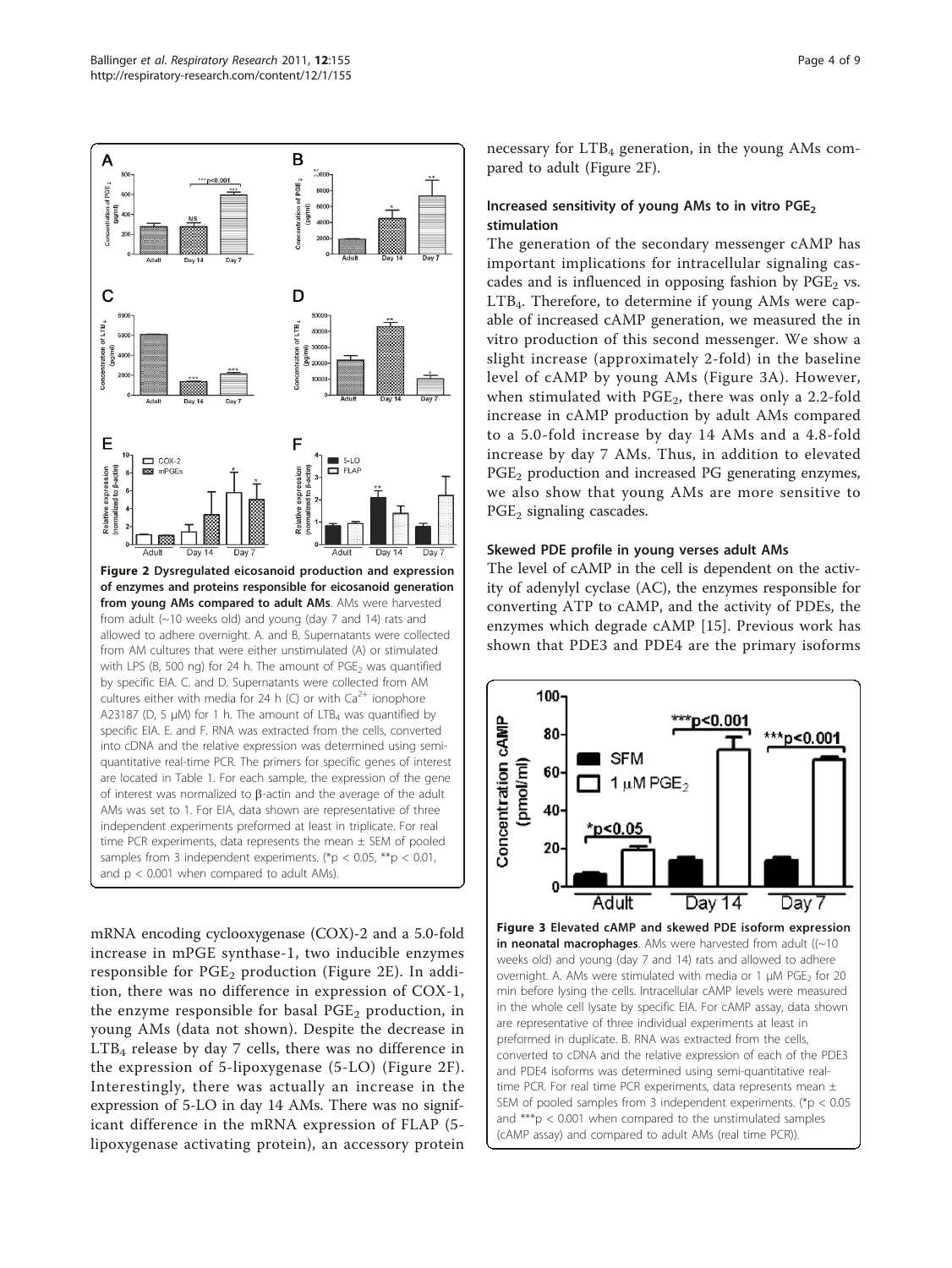**Figure 2 Dysregulated eicosanoid production and expression of enzymes and proteins responsible for eicosanoid generation from young AMs compared to adult AMs**. AMs were harvested from adult (~10 weeks old) and young (day 7 and 14) rats and allowed to adhere overnight. A. and B. Supernatants were collected from AM cultures that were either unstimulated (A) or stimulated with LPS (B, 500 ng) for 24 h. The amount of $PGE_2$ was quantified by specific EIA. C. and D. Supernatants were collected from AM cultures either with media for 24 h (C) or with $Ca^{2+}$ ionophore A23187 (D, 5 μM) for 1 h. The amount of $LTB_4$ was quantified by specific EIA. E. and F. RNA was extracted from the cells, converted into cDNA and the relative expression was determined using semi-quantitative real-time PCR. The primers for specific genes of interest are located in Table 1. For each sample, the expression of the gene of interest was normalized to β-actin and the average of the adult AMs was set to 1. For EIA, data shown are representative of three independent experiments preformed at least in triplicate. For real time PCR experiments, data represents the mean ± SEM of pooled samples from 3 independent experiments. (*$p < 0.05$, **$p < 0.01$, and $p < 0.001$ when compared to adult AMs).

mRNA encoding cyclooxygenase (COX)-2 and a 5.0-fold increase in mPGE synthase-1, two inducible enzymes responsible for $PGE_2$ production (Figure 2E). In addition, there was no difference in expression of COX-1, the enzyme responsible for basal $PGE_2$ production, in young AMs (data not shown). Despite the decrease in $LTB_4$ release by day 7 cells, there was no difference in the expression of 5-lipoxygenase (5-LO) (Figure 2F). Interestingly, there was actually an increase in the expression of 5-LO in day 14 AMs. There was no significant difference in the mRNA expression of FLAP (5-lipoxygenase activating protein), an accessory protein necessary for $LTB_4$ generation, in the young AMs compared to adult (Figure 2F).

### Increased sensitivity of young AMs to in vitro $PGE_2$ stimulation

The generation of the secondary messenger cAMP has important implications for intracellular signaling cascades and is influenced in opposing fashion by $PGE_2$ vs. $LTB_4$. Therefore, to determine if young AMs were capable of increased cAMP generation, we measured the in vitro production of this second messenger. We show a slight increase (approximately 2-fold) in the baseline level of cAMP by young AMs (Figure 3A). However, when stimulated with $PGE_2$, there was only a 2.2-fold increase in cAMP production by adult AMs compared to a 5.0-fold increase by day 14 AMs and a 4.8-fold increase by day 7 AMs. Thus, in addition to elevated $PGE_2$ production and increased PG generating enzymes, we also show that young AMs are more sensitive to $PGE_2$ signaling cascades.

### Skewed PDE profile in young verses adult AMs

The level of cAMP in the cell is dependent on the activity of adenylyl cyclase (AC), the enzymes responsible for converting ATP to cAMP, and the activity of PDEs, the enzymes which degrade cAMP [15]. Previous work has shown that PDE3 and PDE4 are the primary isoforms

**Figure 3 Elevated cAMP and skewed PDE isoform expression in neonatal macrophages**. AMs were harvested from adult ((~10 weeks old) and young (day 7 and 14) rats and allowed to adhere overnight. A. AMs were stimulated with media or 1 μM $PGE_2$ for 20 min before lysing the cells. Intracellular cAMP levels were measured in the whole cell lysate by specific EIA. For cAMP assay, data shown are representative of three individual experiments at least in preformed in duplicate. B. RNA was extracted from the cells, converted to cDNA and the relative expression of each of the PDE3 and PDE4 isoforms was determined using semi-quantitative real-time PCR. For real time PCR experiments, data represents mean ± SEM of pooled samples from 3 independent experiments. (*$p < 0.05$ and ***$p < 0.001$ when compared to the unstimulated samples (cAMP assay) and compared to adult AMs (real time PCR)).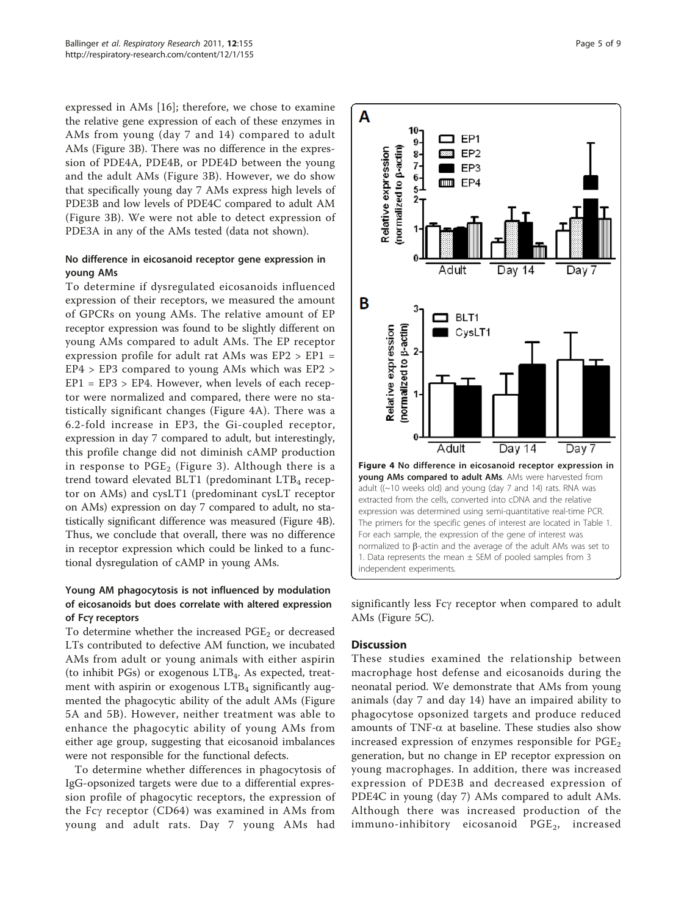expressed in AMs [16]; therefore, we chose to examine the relative gene expression of each of these enzymes in AMs from young (day 7 and 14) compared to adult AMs (Figure 3B). There was no difference in the expression of PDE4A, PDE4B, or PDE4D between the young and the adult AMs (Figure 3B). However, we do show that specifically young day 7 AMs express high levels of PDE3B and low levels of PDE4C compared to adult AM (Figure 3B). We were not able to detect expression of PDE3A in any of the AMs tested (data not shown).

### No difference in eicosanoid receptor gene expression in young AMs

To determine if dysregulated eicosanoids influenced expression of their receptors, we measured the amount of GPCRs on young AMs. The relative amount of EP receptor expression was found to be slightly different on young AMs compared to adult AMs. The EP receptor expression profile for adult rat AMs was EP2 > EP1 = EP4 > EP3 compared to young AMs which was EP2 > EP1 = EP3 > EP4. However, when levels of each receptor were normalized and compared, there were no statistically significant changes (Figure 4A). There was a 6.2-fold increase in EP3, the Gi-coupled receptor, expression in day 7 compared to adult, but interestingly, this profile change did not diminish cAMP production in response to $PGE_2$ (Figure 3). Although there is a trend toward elevated BLT1 (predominant $LTB_4$ receptor on AMs) and cysLT1 (predominant cysLT receptor on AMs) expression on day 7 compared to adult, no statistically significant difference was measured (Figure 4B). Thus, we conclude that overall, there was no difference in receptor expression which could be linked to a functional dysregulation of cAMP in young AMs.

### Young AM phagocytosis is not influenced by modulation of eicosanoids but does correlate with altered expression of Fcγ receptors

To determine whether the increased $PGE_2$ or decreased LTs contributed to defective AM function, we incubated AMs from adult or young animals with either aspirin (to inhibit PGs) or exogenous $LTB_4$. As expected, treatment with aspirin or exogenous $LTB_4$ significantly augmented the phagocytic ability of the adult AMs (Figure 5A and 5B). However, neither treatment was able to enhance the phagocytic ability of young AMs from either age group, suggesting that eicosanoid imbalances were not responsible for the functional defects.

To determine whether differences in phagocytosis of IgG-opsonized targets were due to a differential expression profile of phagocytic receptors, the expression of the Fcγ receptor (CD64) was examined in AMs from young and adult rats. Day 7 young AMs had significantly less Fcγ receptor when compared to adult AMs (Figure 5C).

**Figure 4 No difference in eicosanoid receptor expression in young AMs compared to adult AMs**. AMs were harvested from adult ((~10 weeks old) and young (day 7 and 14) rats. RNA was extracted from the cells, converted into cDNA and the relative expression was determined using semi-quantitative real-time PCR. The primers for the specific genes of interest are located in Table 1. For each sample, the expression of the gene of interest was normalized to β-actin and the average of the adult AMs was set to 1. Data represents the mean ± SEM of pooled samples from 3 independent experiments.

## Discussion

These studies examined the relationship between macrophage host defense and eicosanoids during the neonatal period. We demonstrate that AMs from young animals (day 7 and day 14) have an impaired ability to phagocytose opsonized targets and produce reduced amounts of TNF-α at baseline. These studies also show increased expression of enzymes responsible for $PGE_2$ generation, but no change in EP receptor expression on young macrophages. In addition, there was increased expression of PDE3B and decreased expression of PDE4C in young (day 7) AMs compared to adult AMs. Although there was increased production of the immuno-inhibitory eicosanoid $PGE_2$, increased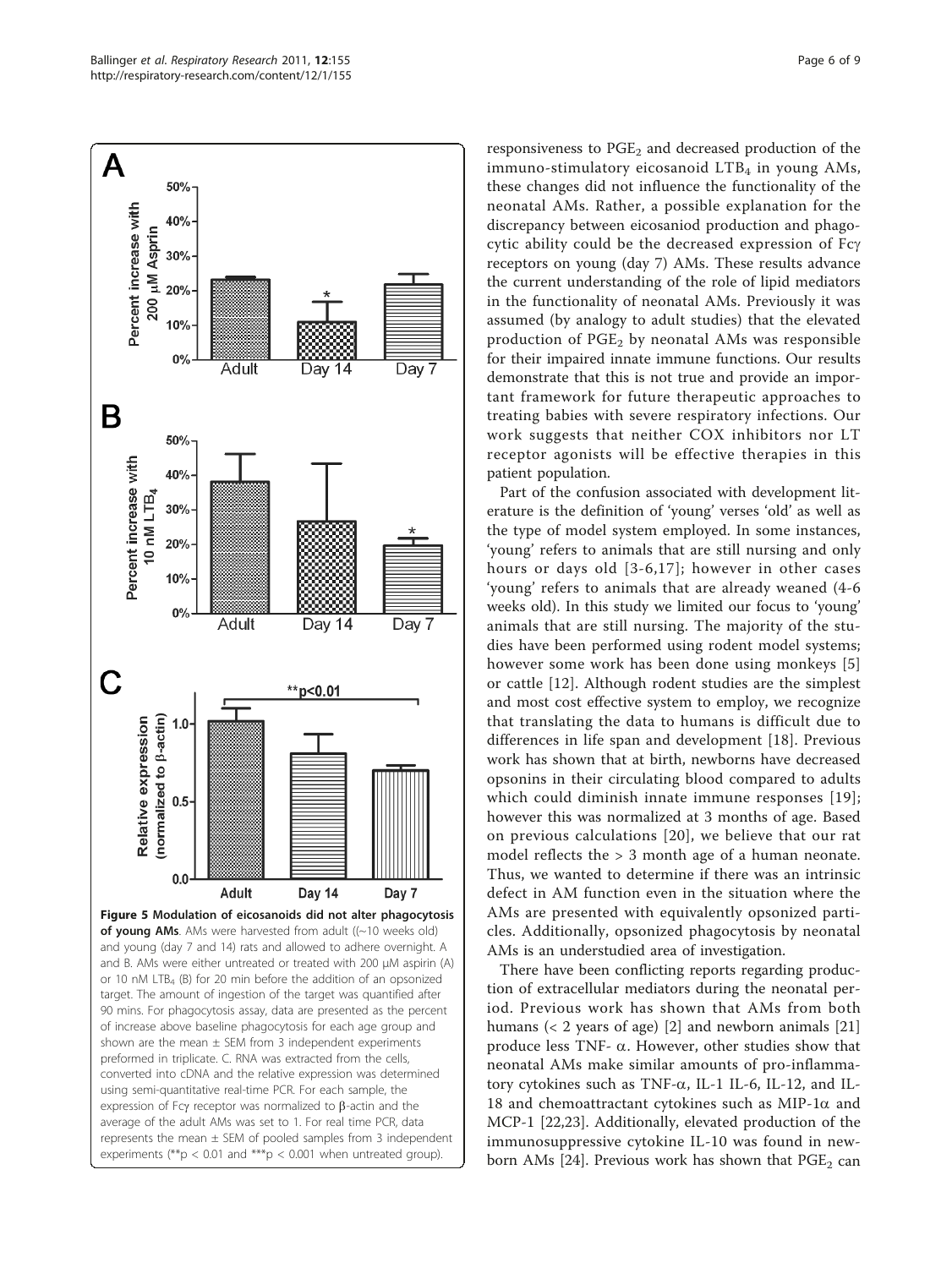**Figure 5 Modulation of eicosanoids did not alter phagocytosis of young AMs**. AMs were harvested from adult ((~10 weeks old) and young (day 7 and 14) rats and allowed to adhere overnight. A and B. AMs were either untreated or treated with 200 μM aspirin (A) or 10 nM $LTB_4$ (B) for 20 min before the addition of an opsonized target. The amount of ingestion of the target was quantified after 90 mins. For phagocytosis assay, data are presented as the percent of increase above baseline phagocytosis for each age group and shown are the mean ± SEM from 3 independent experiments preformed in triplicate. C. RNA was extracted from the cells, converted into cDNA and the relative expression was determined using semi-quantitative real-time PCR. For each sample, the expression of Fcγ receptor was normalized to β-actin and the average of the adult AMs was set to 1. For real time PCR, data represents the mean ± SEM of pooled samples from 3 independent experiments (** $p < 0.01$ and *** $p < 0.001$ when untreated group).

responsiveness to $PGE_2$ and decreased production of the immuno-stimulatory eicosanoid $LTB_4$ in young AMs, these changes did not influence the functionality of the neonatal AMs. Rather, a possible explanation for the discrepancy between eicosaniod production and phagocytic ability could be the decreased expression of Fcγ receptors on young (day 7) AMs. These results advance the current understanding of the role of lipid mediators in the functionality of neonatal AMs. Previously it was assumed (by analogy to adult studies) that the elevated production of $PGE_2$ by neonatal AMs was responsible for their impaired innate immune functions. Our results demonstrate that this is not true and provide an important framework for future therapeutic approaches to treating babies with severe respiratory infections. Our work suggests that neither COX inhibitors nor LT receptor agonists will be effective therapies in this patient population.

Part of the confusion associated with development literature is the definition of 'young' verses 'old' as well as the type of model system employed. In some instances, 'young' refers to animals that are still nursing and only hours or days old [3-6,17]; however in other cases 'young' refers to animals that are already weaned (4-6 weeks old). In this study we limited our focus to 'young' animals that are still nursing. The majority of the studies have been performed using rodent model systems; however some work has been done using monkeys [5] or cattle [12]. Although rodent studies are the simplest and most cost effective system to employ, we recognize that translating the data to humans is difficult due to differences in life span and development [18]. Previous work has shown that at birth, newborns have decreased opsonins in their circulating blood compared to adults which could diminish innate immune responses [19]; however this was normalized at 3 months of age. Based on previous calculations [20], we believe that our rat model reflects the > 3 month age of a human neonate. Thus, we wanted to determine if there was an intrinsic defect in AM function even in the situation where the AMs are presented with equivalently opsonized particles. Additionally, opsonized phagocytosis by neonatal AMs is an understudied area of investigation.

There have been conflicting reports regarding production of extracellular mediators during the neonatal period. Previous work has shown that AMs from both humans (< 2 years of age) [2] and newborn animals [21] produce less TNF- α. However, other studies show that neonatal AMs make similar amounts of pro-inflammatory cytokines such as TNF-α, IL-1 IL-6, IL-12, and IL-18 and chemoattractant cytokines such as MIP-1α and MCP-1 [22,23]. Additionally, elevated production of the immunosuppressive cytokine IL-10 was found in newborn AMs [24]. Previous work has shown that $PGE_2$ can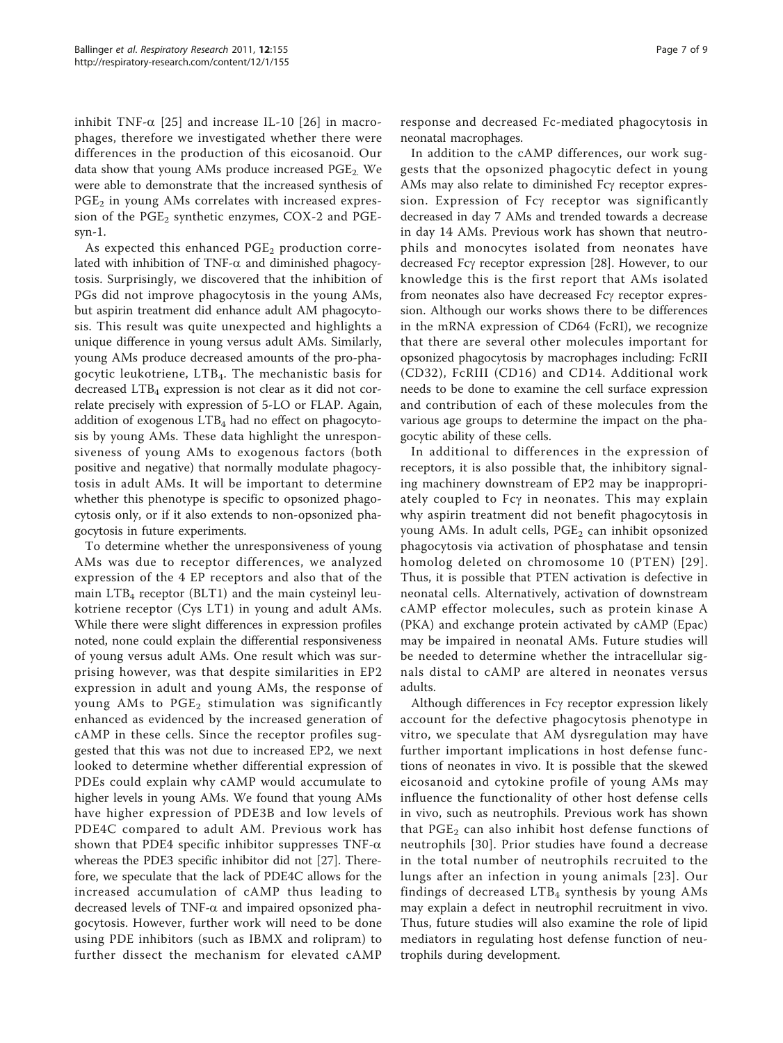inhibit TNF-α [25] and increase IL-10 [26] in macrophages, therefore we investigated whether there were differences in the production of this eicosanoid. Our data show that young AMs produce increased $PGE_2$. We were able to demonstrate that the increased synthesis of $PGE_2$ in young AMs correlates with increased expression of the $PGE_2$ synthetic enzymes, COX-2 and PGE-syn-1.

As expected this enhanced $PGE_2$ production correlated with inhibition of TNF-α and diminished phagocytosis. Surprisingly, we discovered that the inhibition of PGs did not improve phagocytosis in the young AMs, but aspirin treatment did enhance adult AM phagocytosis. This result was quite unexpected and highlights a unique difference in young versus adult AMs. Similarly, young AMs produce decreased amounts of the pro-phagocytic leukotriene, $LTB_4$. The mechanistic basis for decreased $LTB_4$ expression is not clear as it did not correlate precisely with expression of 5-LO or FLAP. Again, addition of exogenous $LTB_4$ had no effect on phagocytosis by young AMs. These data highlight the unresponsiveness of young AMs to exogenous factors (both positive and negative) that normally modulate phagocytosis in adult AMs. It will be important to determine whether this phenotype is specific to opsonized phagocytosis only, or if it also extends to non-opsonized phagocytosis in future experiments.

To determine whether the unresponsiveness of young AMs was due to receptor differences, we analyzed expression of the 4 EP receptors and also that of the main $LTB_4$ receptor (BLT1) and the main cysteinyl leukotriene receptor (Cys LT1) in young and adult AMs. While there were slight differences in expression profiles noted, none could explain the differential responsiveness of young versus adult AMs. One result which was surprising however, was that despite similarities in EP2 expression in adult and young AMs, the response of young AMs to $PGE_2$ stimulation was significantly enhanced as evidenced by the increased generation of cAMP in these cells. Since the receptor profiles suggested that this was not due to increased EP2, we next looked to determine whether differential expression of PDEs could explain why cAMP would accumulate to higher levels in young AMs. We found that young AMs have higher expression of PDE3B and low levels of PDE4C compared to adult AM. Previous work has shown that PDE4 specific inhibitor suppresses TNF-α whereas the PDE3 specific inhibitor did not [27]. Therefore, we speculate that the lack of PDE4C allows for the increased accumulation of cAMP thus leading to decreased levels of TNF-α and impaired opsonized phagocytosis. However, further work will need to be done using PDE inhibitors (such as IBMX and rolipram) to further dissect the mechanism for elevated cAMP response and decreased Fc-mediated phagocytosis in neonatal macrophages.

In addition to the cAMP differences, our work suggests that the opsonized phagocytic defect in young AMs may also relate to diminished Fcγ receptor expression. Expression of Fcγ receptor was significantly decreased in day 7 AMs and trended towards a decrease in day 14 AMs. Previous work has shown that neutrophils and monocytes isolated from neonates have decreased Fcγ receptor expression [28]. However, to our knowledge this is the first report that AMs isolated from neonates also have decreased Fcγ receptor expression. Although our works shows there to be differences in the mRNA expression of CD64 (FcRI), we recognize that there are several other molecules important for opsonized phagocytosis by macrophages including: FcRII (CD32), FcRIII (CD16) and CD14. Additional work needs to be done to examine the cell surface expression and contribution of each of these molecules from the various age groups to determine the impact on the phagocytic ability of these cells.

In additional to differences in the expression of receptors, it is also possible that, the inhibitory signaling machinery downstream of EP2 may be inappropriately coupled to Fcγ in neonates. This may explain why aspirin treatment did not benefit phagocytosis in young AMs. In adult cells, $PGE_2$ can inhibit opsonized phagocytosis via activation of phosphatase and tensin homolog deleted on chromosome 10 (PTEN) [29]. Thus, it is possible that PTEN activation is defective in neonatal cells. Alternatively, activation of downstream cAMP effector molecules, such as protein kinase A (PKA) and exchange protein activated by cAMP (Epac) may be impaired in neonatal AMs. Future studies will be needed to determine whether the intracellular signals distal to cAMP are altered in neonates versus adults.

Although differences in Fcγ receptor expression likely account for the defective phagocytosis phenotype in vitro, we speculate that AM dysregulation may have further important implications in host defense functions of neonates in vivo. It is possible that the skewed eicosanoid and cytokine profile of young AMs may influence the functionality of other host defense cells in vivo, such as neutrophils. Previous work has shown that $PGE_2$ can also inhibit host defense functions of neutrophils [30]. Prior studies have found a decrease in the total number of neutrophils recruited to the lungs after an infection in young animals [23]. Our findings of decreased $LTB_4$ synthesis by young AMs may explain a defect in neutrophil recruitment in vivo. Thus, future studies will also examine the role of lipid mediators in regulating host defense function of neutrophils during development.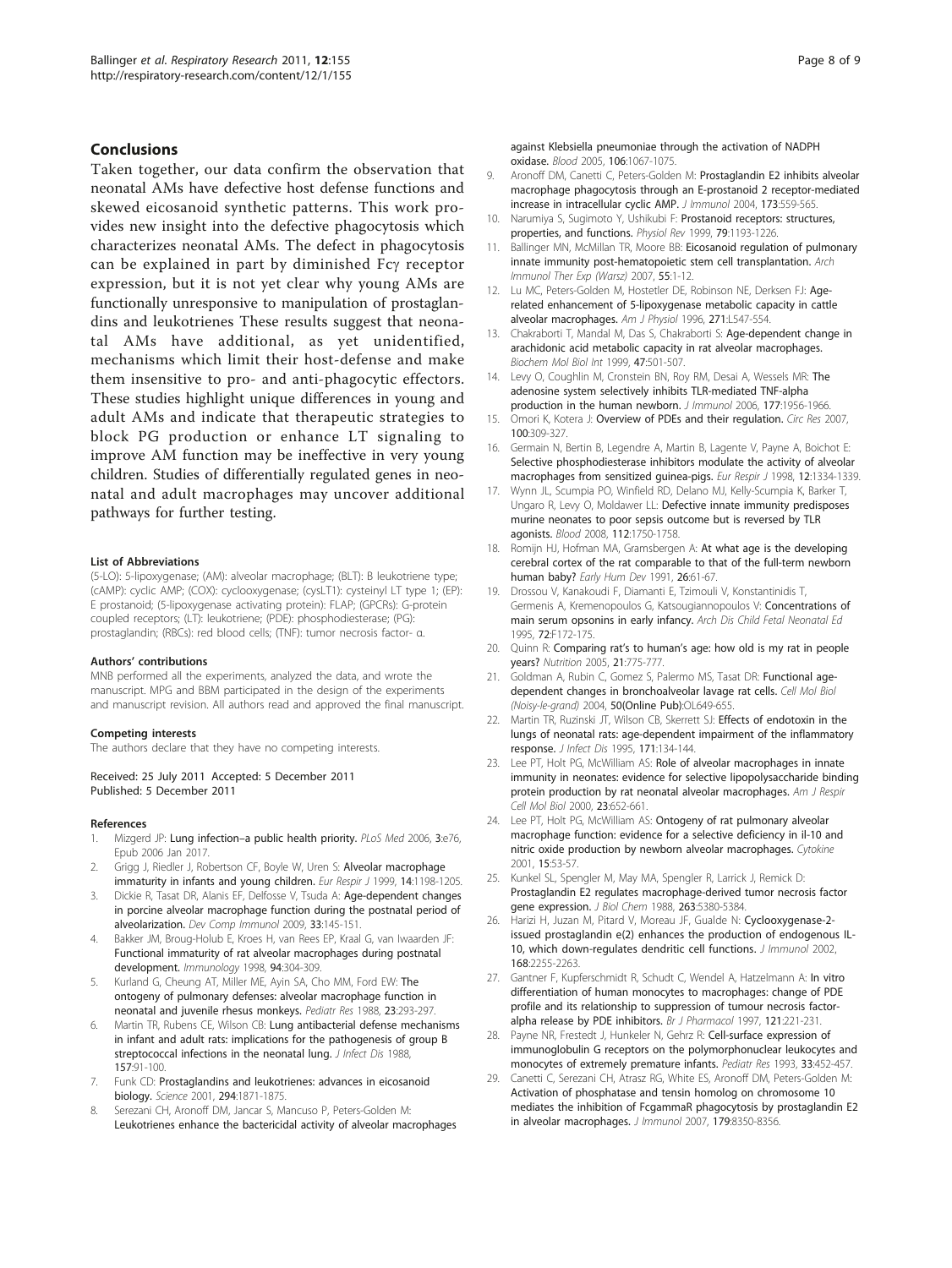## Conclusions

Taken together, our data confirm the observation that neonatal AMs have defective host defense functions and skewed eicosanoid synthetic patterns. This work provides new insight into the defective phagocytosis which characterizes neonatal AMs. The defect in phagocytosis can be explained in part by diminished Fcγ receptor expression, but it is not yet clear why young AMs are functionally unresponsive to manipulation of prostaglandins and leukotrienes These results suggest that neonatal AMs have additional, as yet unidentified, mechanisms which limit their host-defense and make them insensitive to pro- and anti-phagocytic effectors. These studies highlight unique differences in young and adult AMs and indicate that therapeutic strategies to block PG production or enhance LT signaling to improve AM function may be ineffective in very young children. Studies of differentially regulated genes in neonatal and adult macrophages may uncover additional pathways for further testing.

#### List of Abbreviations

(5-LO): 5-lipoxygenase; (AM): alveolar macrophage; (BLT): B leukotriene type; (cAMP): cyclic AMP; (COX): cyclooxygenase; (cysLT1): cysteinyl LT type 1; (EP): E prostanoid; (5-lipoxygenase activating protein): FLAP; (GPCRs): G-protein coupled receptors; (LT): leukotriene; (PDE): phosphodiesterase; (PG): prostaglandin; (RBCs): red blood cells; (TNF): tumor necrosis factor- α.

#### Authors' contributions

MNB performed all the experiments, analyzed the data, and wrote the manuscript. MPG and BBM participated in the design of the experiments and manuscript revision. All authors read and approved the final manuscript.

#### Competing interests

The authors declare that they have no competing interests.

Received: 25 July 2011 Accepted: 5 December 2011
Published: 5 December 2011

#### References

1. Mizgerd JP: **Lung infection–a public health priority.** *PLoS Med* 2006, **3**:e76, Epub 2006 Jan 2017.
2. Grigg J, Riedler J, Robertson CF, Boyle W, Uren S: **Alveolar macrophage immaturity in infants and young children.** *Eur Respir J* 1999, **14**:1198-1205.
3. Dickie R, Tasat DR, Alanis EF, Delfosse V, Tsuda A: **Age-dependent changes in porcine alveolar macrophage function during the postnatal period of alveolarization.** *Dev Comp Immunol* 2009, **33**:145-151.
4. Bakker JM, Broug-Holub E, Kroes H, van Rees EP, Kraal G, van Iwaarden JF: **Functional immaturity of rat alveolar macrophages during postnatal development.** *Immunology* 1998, **94**:304-309.
5. Kurland G, Cheung AT, Miller ME, Ayin SA, Cho MM, Ford EW: **The ontogeny of pulmonary defenses: alveolar macrophage function in neonatal and juvenile rhesus monkeys.** *Pediatr Res* 1988, **23**:293-297.
6. Martin TR, Rubens CE, Wilson CB: **Lung antibacterial defense mechanisms in infant and adult rats: implications for the pathogenesis of group B streptococcal infections in the neonatal lung.** *J Infect Dis* 1988, **157**:91-100.
7. Funk CD: **Prostaglandins and leukotrienes: advances in eicosanoid biology.** *Science* 2001, **294**:1871-1875.
8. Serezani CH, Aronoff DM, Jancar S, Mancuso P, Peters-Golden M: **Leukotrienes enhance the bactericidal activity of alveolar macrophages against Klebsiella pneumoniae through the activation of NADPH oxidase.** *Blood* 2005, **106**:1067-1075.
9. Aronoff DM, Canetti C, Peters-Golden M: **Prostaglandin E2 inhibits alveolar macrophage phagocytosis through an E-prostanoid 2 receptor-mediated increase in intracellular cyclic AMP.** *J Immunol* 2004, **173**:559-565.
10. Narumiya S, Sugimoto Y, Ushikubi F: **Prostanoid receptors: structures, properties, and functions.** *Physiol Rev* 1999, **79**:1193-1226.
11. Ballinger MN, McMillan TR, Moore BB: **Eicosanoid regulation of pulmonary innate immunity post-hematopoietic stem cell transplantation.** *Arch Immunol Ther Exp (Warsz)* 2007, **55**:1-12.
12. Lu MC, Peters-Golden M, Hostetler DE, Robinson NE, Derksen FJ: **Age-related enhancement of 5-lipoxygenase metabolic capacity in cattle alveolar macrophages.** *Am J Physiol* 1996, **271**:L547-554.
13. Chakraborti T, Mandal M, Das S, Chakraborti S: **Age-dependent change in arachidonic acid metabolic capacity in rat alveolar macrophages.** *Biochem Mol Biol Int* 1999, **47**:501-507.
14. Levy O, Coughlin M, Cronstein BN, Roy RM, Desai A, Wessels MR: **The adenosine system selectively inhibits TLR-mediated TNF-alpha production in the human newborn.** *J Immunol* 2006, **177**:1956-1966.
15. Omori K, Kotera J: **Overview of PDEs and their regulation.** *Circ Res* 2007, **100**:309-327.
16. Germain N, Bertin B, Legendre A, Martin B, Lagente V, Payne A, Boichot E: **Selective phosphodiesterase inhibitors modulate the activity of alveolar macrophages from sensitized guinea-pigs.** *Eur Respir J* 1998, **12**:1334-1339.
17. Wynn JL, Scumpia PO, Winfield RD, Delano MJ, Kelly-Scumpia K, Barker T, Ungaro R, Levy O, Moldawer LL: **Defective innate immunity predisposes murine neonates to poor sepsis outcome but is reversed by TLR agonists.** *Blood* 2008, **112**:1750-1758.
18. Romijn HJ, Hofman MA, Gramsbergen A: **At what age is the developing cerebral cortex of the rat comparable to that of the full-term newborn human baby?** *Early Hum Dev* 1991, **26**:61-67.
19. Drossou V, Kanakoudi F, Diamanti E, Tzimouli V, Konstantinidis T, Germenis A, Kremenopoulos G, Katsougiannopoulos V: **Concentrations of main serum opsonins in early infancy.** *Arch Dis Child Fetal Neonatal Ed* 1995, **72**:F172-175.
20. Quinn R: **Comparing rat's to human's age: how old is my rat in people years?** *Nutrition* 2005, **21**:775-777.
21. Goldman A, Rubin C, Gomez S, Palermo MS, Tasat DR: **Functional age-dependent changes in bronchoalveolar lavage rat cells.** *Cell Mol Biol (Noisy-le-grand)* 2004, **50(Online Pub)**:OL649-655.
22. Martin TR, Ruzinski JT, Wilson CB, Skerrett SJ: **Effects of endotoxin in the lungs of neonatal rats: age-dependent impairment of the inflammatory response.** *J Infect Dis* 1995, **171**:134-144.
23. Lee PT, Holt PG, McWilliam AS: **Role of alveolar macrophages in innate immunity in neonates: evidence for selective lipopolysaccharide binding protein production by rat neonatal alveolar macrophages.** *Am J Respir Cell Mol Biol* 2000, **23**:652-661.
24. Lee PT, Holt PG, McWilliam AS: **Ontogeny of rat pulmonary alveolar macrophage function: evidence for a selective deficiency in il-10 and nitric oxide production by newborn alveolar macrophages.** *Cytokine* 2001, **15**:53-57.
25. Kunkel SL, Spengler M, May MA, Spengler R, Larrick J, Remick D: **Prostaglandin E2 regulates macrophage-derived tumor necrosis factor gene expression.** *J Biol Chem* 1988, **263**:5380-5384.
26. Harizi H, Juzan M, Pitard V, Moreau JF, Gualde N: **Cyclooxygenase-2-issued prostaglandin e(2) enhances the production of endogenous IL-10, which down-regulates dendritic cell functions.** *J Immunol* 2002, **168**:2255-2263.
27. Gantner F, Kupferschmidt R, Schudt C, Wendel A, Hatzelmann A: **In vitro differentiation of human monocytes to macrophages: change of PDE profile and its relationship to suppression of tumour necrosis factor-alpha release by PDE inhibitors.** *Br J Pharmacol* 1997, **121**:221-231.
28. Payne NR, Frestedt J, Hunkeler N, Gehrz R: **Cell-surface expression of immunoglobulin G receptors on the polymorphonuclear leukocytes and monocytes of extremely premature infants.** *Pediatr Res* 1993, **33**:452-457.
29. Canetti C, Serezani CH, Atrasz RG, White ES, Aronoff DM, Peters-Golden M: **Activation of phosphatase and tensin homolog on chromosome 10 mediates the inhibition of FcgammaR phagocytosis by prostaglandin E2 in alveolar macrophages.** *J Immunol* 2007, **179**:8350-8356.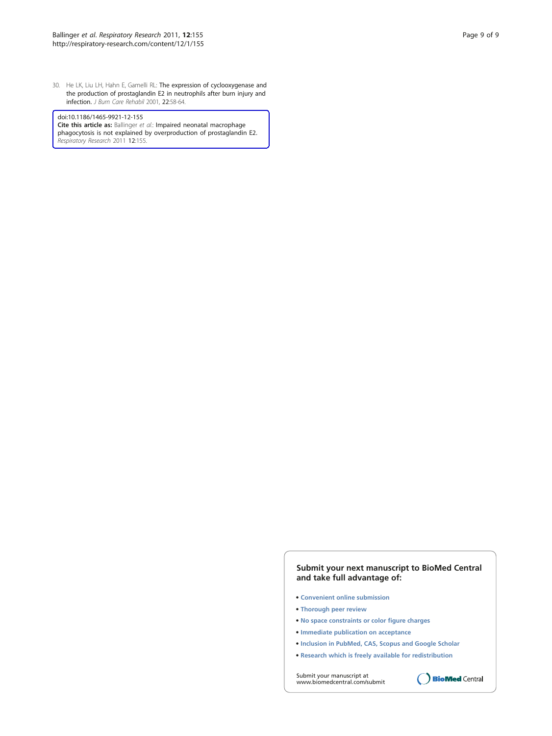30. He LK, Liu LH, Hahn E, Gamelli RL: The expression of cyclooxygenase and the production of prostaglandin E2 in neutrophils after burn injury and infection. *J Burn Care Rehabil* 2001, **22**:58-64.

doi:10.1186/1465-9921-12-155
**Cite this article as:** Ballinger *et al.*: Impaired neonatal macrophage phagocytosis is not explained by overproduction of prostaglandin E2. *Respiratory Research* 2011 **12**:155.

**Submit your next manuscript to BioMed Central and take full advantage of:**

- **Convenient online submission**
- **Thorough peer review**
- **No space constraints or color figure charges**
- **Immediate publication on acceptance**
- **Inclusion in PubMed, CAS, Scopus and Google Scholar**
- **Research which is freely available for redistribution**

Submit your manuscript at
www.biomedcentral.com/submit

BioMed Central